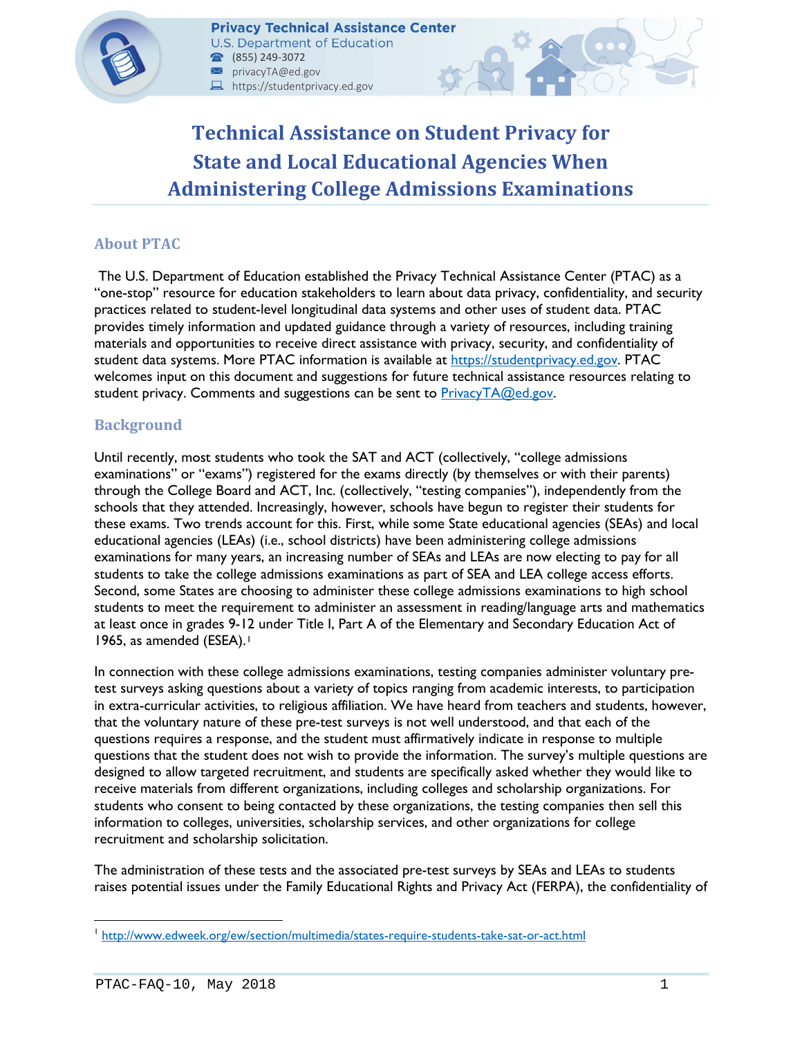Privacy Technical Assistance Center
U.S. Department of Education
(855) 249-3072
privacyTA@ed.gov
https://studentprivacy.ed.gov

# Technical Assistance on Student Privacy for State and Local Educational Agencies When Administering College Admissions Examinations

## About PTAC

The U.S. Department of Education established the Privacy Technical Assistance Center (PTAC) as a "one-stop" resource for education stakeholders to learn about data privacy, confidentiality, and security practices related to student-level longitudinal data systems and other uses of student data. PTAC provides timely information and updated guidance through a variety of resources, including training materials and opportunities to receive direct assistance with privacy, security, and confidentiality of student data systems. More PTAC information is available at https://studentprivacy.ed.gov. PTAC welcomes input on this document and suggestions for future technical assistance resources relating to student privacy. Comments and suggestions can be sent to PrivacyTA@ed.gov.

## Background

Until recently, most students who took the SAT and ACT (collectively, "college admissions examinations" or "exams") registered for the exams directly (by themselves or with their parents) through the College Board and ACT, Inc. (collectively, "testing companies"), independently from the schools that they attended. Increasingly, however, schools have begun to register their students for these exams. Two trends account for this. First, while some State educational agencies (SEAs) and local educational agencies (LEAs) (i.e., school districts) have been administering college admissions examinations for many years, an increasing number of SEAs and LEAs are now electing to pay for all students to take the college admissions examinations as part of SEA and LEA college access efforts. Second, some States are choosing to administer these college admissions examinations to high school students to meet the requirement to administer an assessment in reading/language arts and mathematics at least once in grades 9-12 under Title I, Part A of the Elementary and Secondary Education Act of 1965, as amended (ESEA).[1]

In connection with these college admissions examinations, testing companies administer voluntary pre-test surveys asking questions about a variety of topics ranging from academic interests, to participation in extra-curricular activities, to religious affiliation. We have heard from teachers and students, however, that the voluntary nature of these pre-test surveys is not well understood, and that each of the questions requires a response, and the student must affirmatively indicate in response to multiple questions that the student does not wish to provide the information. The survey's multiple questions are designed to allow targeted recruitment, and students are specifically asked whether they would like to receive materials from different organizations, including colleges and scholarship organizations. For students who consent to being contacted by these organizations, the testing companies then sell this information to colleges, universities, scholarship services, and other organizations for college recruitment and scholarship solicitation.

The administration of these tests and the associated pre-test surveys by SEAs and LEAs to students raises potential issues under the Family Educational Rights and Privacy Act (FERPA), the confidentiality of

[1] http://www.edweek.org/ew/section/multimedia/states-require-students-take-sat-or-act.html

PTAC-FAQ-10, May 2018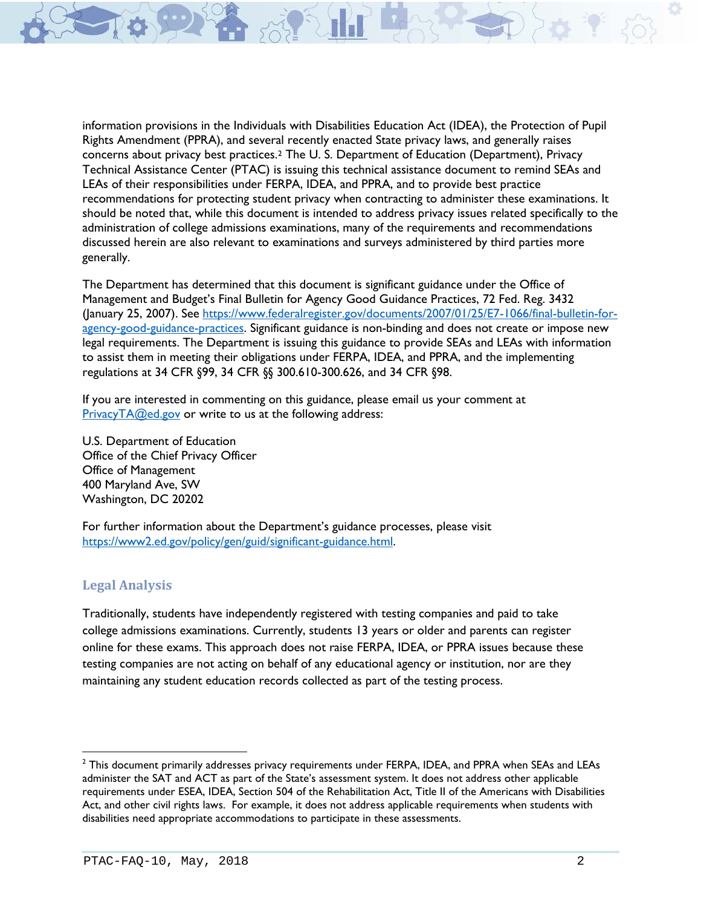information provisions in the Individuals with Disabilities Education Act (IDEA), the Protection of Pupil Rights Amendment (PPRA), and several recently enacted State privacy laws, and generally raises concerns about privacy best practices.[2] The U. S. Department of Education (Department), Privacy Technical Assistance Center (PTAC) is issuing this technical assistance document to remind SEAs and LEAs of their responsibilities under FERPA, IDEA, and PPRA, and to provide best practice recommendations for protecting student privacy when contracting to administer these examinations. It should be noted that, while this document is intended to address privacy issues related specifically to the administration of college admissions examinations, many of the requirements and recommendations discussed herein are also relevant to examinations and surveys administered by third parties more generally.

The Department has determined that this document is significant guidance under the Office of Management and Budget's Final Bulletin for Agency Good Guidance Practices, 72 Fed. Reg. 3432 (January 25, 2007). See [https://www.federalregister.gov/documents/2007/01/25/E7-1066/final-bulletin-for-agency-good-guidance-practices](https://www.federalregister.gov/documents/2007/01/25/E7-1066/final-bulletin-for-agency-good-guidance-practices). Significant guidance is non-binding and does not create or impose new legal requirements. The Department is issuing this guidance to provide SEAs and LEAs with information to assist them in meeting their obligations under FERPA, IDEA, and PPRA, and the implementing regulations at 34 CFR §99, 34 CFR §§ 300.610-300.626, and 34 CFR §98.

If you are interested in commenting on this guidance, please email us your comment at [PrivacyTA@ed.gov](mailto:PrivacyTA@ed.gov) or write to us at the following address:

U.S. Department of Education
Office of the Chief Privacy Officer
Office of Management
400 Maryland Ave, SW
Washington, DC 20202

For further information about the Department's guidance processes, please visit [https://www2.ed.gov/policy/gen/guid/significant-guidance.html](https://www2.ed.gov/policy/gen/guid/significant-guidance.html).

## Legal Analysis

Traditionally, students have independently registered with testing companies and paid to take college admissions examinations. Currently, students 13 years or older and parents can register online for these exams. This approach does not raise FERPA, IDEA, or PPRA issues because these testing companies are not acting on behalf of any educational agency or institution, nor are they maintaining any student education records collected as part of the testing process.

---

[2] This document primarily addresses privacy requirements under FERPA, IDEA, and PPRA when SEAs and LEAs administer the SAT and ACT as part of the State's assessment system. It does not address other applicable requirements under ESEA, IDEA, Section 504 of the Rehabilitation Act, Title II of the Americans with Disabilities Act, and other civil rights laws. For example, it does not address applicable requirements when students with disabilities need appropriate accommodations to participate in these assessments.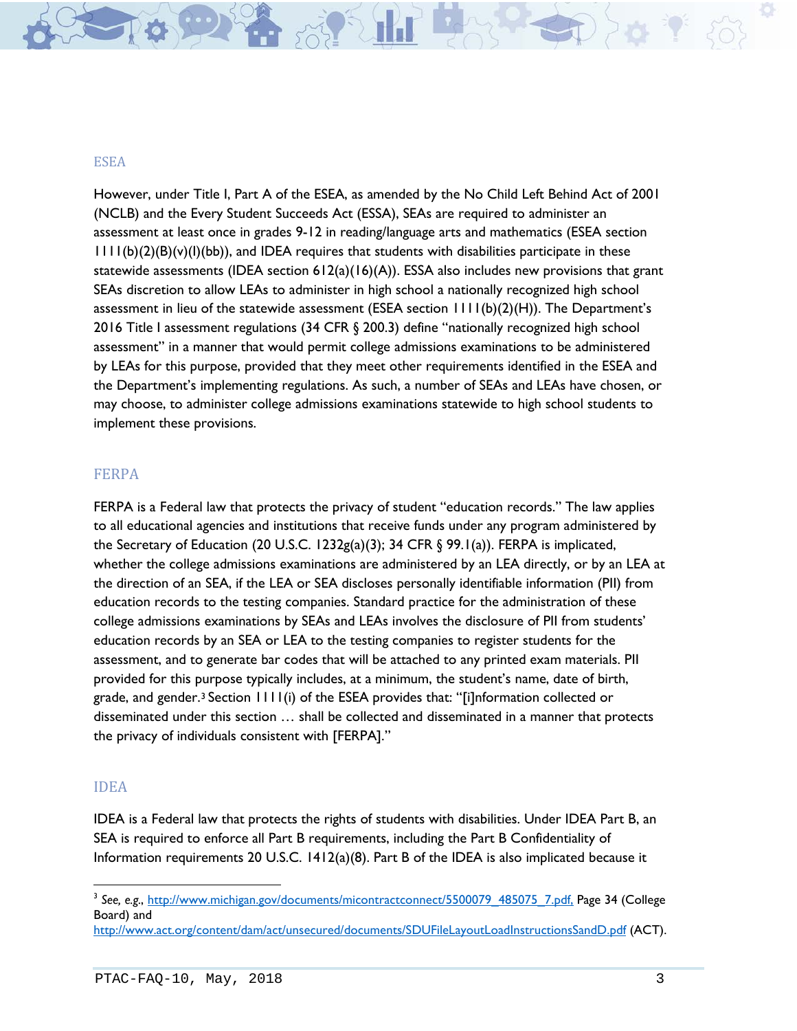## ESEA

However, under Title I, Part A of the ESEA, as amended by the No Child Left Behind Act of 2001 (NCLB) and the Every Student Succeeds Act (ESSA), SEAs are required to administer an assessment at least once in grades 9-12 in reading/language arts and mathematics (ESEA section 1111(b)(2)(B)(v)(I)(bb)), and IDEA requires that students with disabilities participate in these statewide assessments (IDEA section 612(a)(16)(A)). ESSA also includes new provisions that grant SEAs discretion to allow LEAs to administer in high school a nationally recognized high school assessment in lieu of the statewide assessment (ESEA section 1111(b)(2)(H)). The Department's 2016 Title I assessment regulations (34 CFR § 200.3) define "nationally recognized high school assessment" in a manner that would permit college admissions examinations to be administered by LEAs for this purpose, provided that they meet other requirements identified in the ESEA and the Department's implementing regulations. As such, a number of SEAs and LEAs have chosen, or may choose, to administer college admissions examinations statewide to high school students to implement these provisions.

## FERPA

FERPA is a Federal law that protects the privacy of student "education records." The law applies to all educational agencies and institutions that receive funds under any program administered by the Secretary of Education (20 U.S.C. 1232g(a)(3); 34 CFR § 99.1(a)). FERPA is implicated, whether the college admissions examinations are administered by an LEA directly, or by an LEA at the direction of an SEA, if the LEA or SEA discloses personally identifiable information (PII) from education records to the testing companies. Standard practice for the administration of these college admissions examinations by SEAs and LEAs involves the disclosure of PII from students' education records by an SEA or LEA to the testing companies to register students for the assessment, and to generate bar codes that will be attached to any printed exam materials. PII provided for this purpose typically includes, at a minimum, the student's name, date of birth, grade, and gender.[3] Section 1111(i) of the ESEA provides that: "[i]nformation collected or disseminated under this section … shall be collected and disseminated in a manner that protects the privacy of individuals consistent with [FERPA]."

## IDEA

IDEA is a Federal law that protects the rights of students with disabilities. Under IDEA Part B, an SEA is required to enforce all Part B requirements, including the Part B Confidentiality of Information requirements 20 U.S.C. 1412(a)(8). Part B of the IDEA is also implicated because it

---

[3] *See, e.g.*, http://www.michigan.gov/documents/micontractconnect/5500079_485075_7.pdf, Page 34 (College Board) and http://www.act.org/content/dam/act/unsecured/documents/SDUFileLayoutLoadInstructionsSandD.pdf (ACT).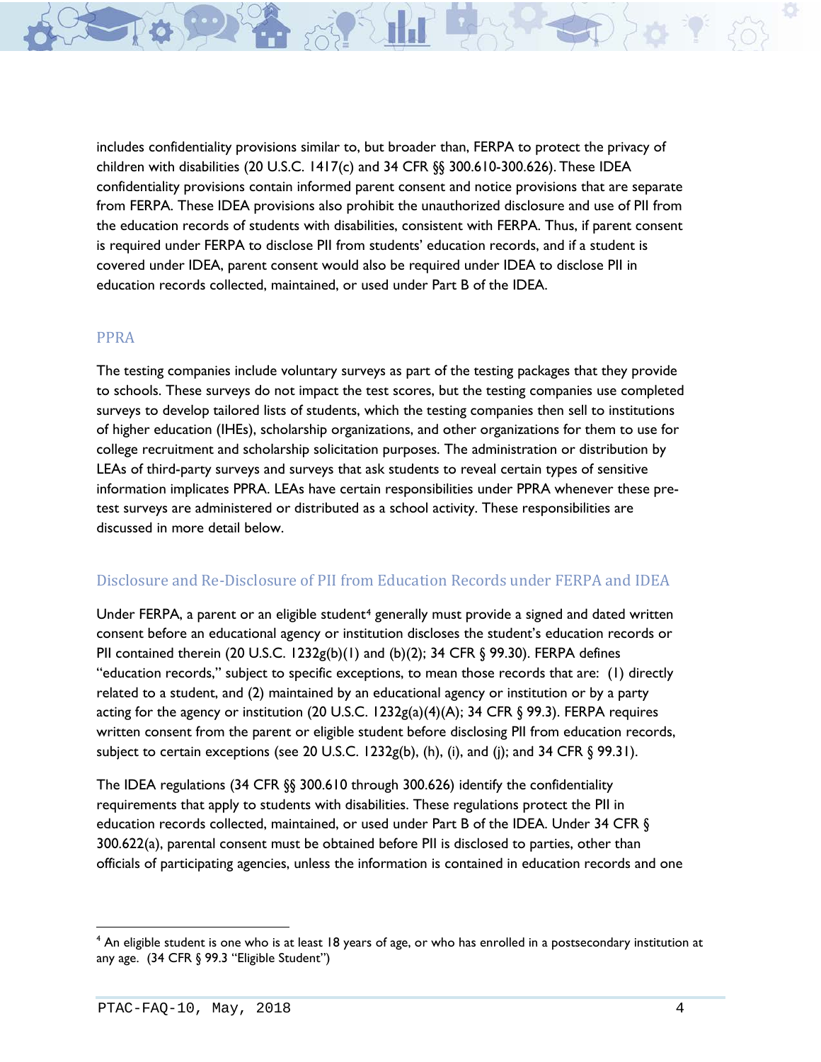includes confidentiality provisions similar to, but broader than, FERPA to protect the privacy of children with disabilities (20 U.S.C. 1417(c) and 34 CFR §§ 300.610-300.626). These IDEA confidentiality provisions contain informed parent consent and notice provisions that are separate from FERPA. These IDEA provisions also prohibit the unauthorized disclosure and use of PII from the education records of students with disabilities, consistent with FERPA. Thus, if parent consent is required under FERPA to disclose PII from students' education records, and if a student is covered under IDEA, parent consent would also be required under IDEA to disclose PII in education records collected, maintained, or used under Part B of the IDEA.

### PPRA

The testing companies include voluntary surveys as part of the testing packages that they provide to schools. These surveys do not impact the test scores, but the testing companies use completed surveys to develop tailored lists of students, which the testing companies then sell to institutions of higher education (IHEs), scholarship organizations, and other organizations for them to use for college recruitment and scholarship solicitation purposes. The administration or distribution by LEAs of third-party surveys and surveys that ask students to reveal certain types of sensitive information implicates PPRA. LEAs have certain responsibilities under PPRA whenever these pre-test surveys are administered or distributed as a school activity. These responsibilities are discussed in more detail below.

### Disclosure and Re-Disclosure of PII from Education Records under FERPA and IDEA

Under FERPA, a parent or an eligible student[4] generally must provide a signed and dated written consent before an educational agency or institution discloses the student's education records or PII contained therein (20 U.S.C. 1232g(b)(1) and (b)(2); 34 CFR § 99.30). FERPA defines "education records," subject to specific exceptions, to mean those records that are: (1) directly related to a student, and (2) maintained by an educational agency or institution or by a party acting for the agency or institution (20 U.S.C. 1232g(a)(4)(A); 34 CFR § 99.3). FERPA requires written consent from the parent or eligible student before disclosing PII from education records, subject to certain exceptions (see 20 U.S.C. 1232g(b), (h), (i), and (j); and 34 CFR § 99.31).

The IDEA regulations (34 CFR §§ 300.610 through 300.626) identify the confidentiality requirements that apply to students with disabilities. These regulations protect the PII in education records collected, maintained, or used under Part B of the IDEA. Under 34 CFR § 300.622(a), parental consent must be obtained before PII is disclosed to parties, other than officials of participating agencies, unless the information is contained in education records and one

---

[4] An eligible student is one who is at least 18 years of age, or who has enrolled in a postsecondary institution at any age. (34 CFR § 99.3 "Eligible Student")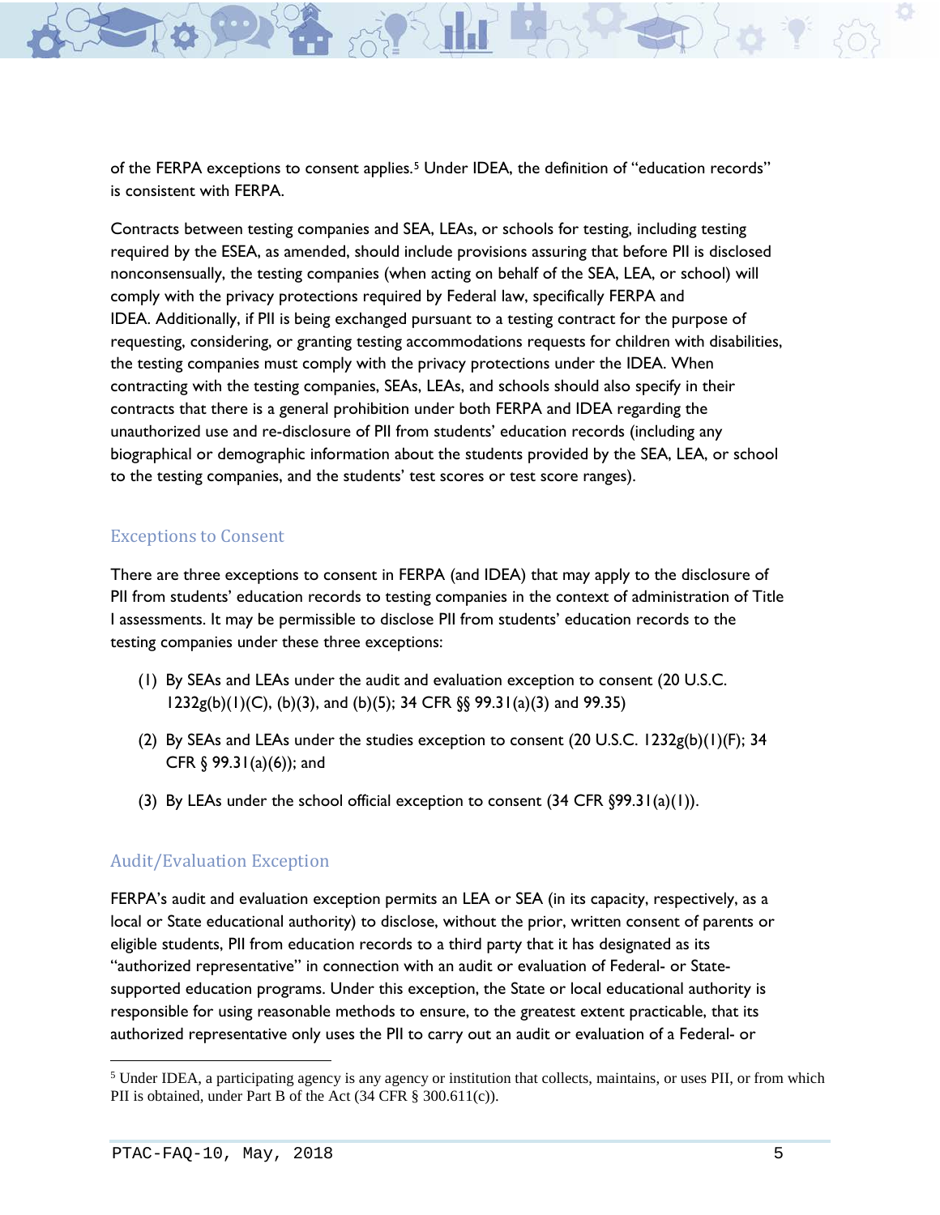of the FERPA exceptions to consent applies.[5] Under IDEA, the definition of "education records" is consistent with FERPA.

Contracts between testing companies and SEA, LEAs, or schools for testing, including testing required by the ESEA, as amended, should include provisions assuring that before PII is disclosed nonconsensually, the testing companies (when acting on behalf of the SEA, LEA, or school) will comply with the privacy protections required by Federal law, specifically FERPA and IDEA. Additionally, if PII is being exchanged pursuant to a testing contract for the purpose of requesting, considering, or granting testing accommodations requests for children with disabilities, the testing companies must comply with the privacy protections under the IDEA. When contracting with the testing companies, SEAs, LEAs, and schools should also specify in their contracts that there is a general prohibition under both FERPA and IDEA regarding the unauthorized use and re-disclosure of PII from students' education records (including any biographical or demographic information about the students provided by the SEA, LEA, or school to the testing companies, and the students' test scores or test score ranges).

## Exceptions to Consent

There are three exceptions to consent in FERPA (and IDEA) that may apply to the disclosure of PII from students' education records to testing companies in the context of administration of Title I assessments. It may be permissible to disclose PII from students' education records to the testing companies under these three exceptions:

(1) By SEAs and LEAs under the audit and evaluation exception to consent (20 U.S.C. 1232g(b)(1)(C), (b)(3), and (b)(5); 34 CFR §§ 99.31(a)(3) and 99.35)

(2) By SEAs and LEAs under the studies exception to consent (20 U.S.C. 1232g(b)(1)(F); 34 CFR § 99.31(a)(6)); and

(3) By LEAs under the school official exception to consent (34 CFR §99.31(a)(1)).

## Audit/Evaluation Exception

FERPA's audit and evaluation exception permits an LEA or SEA (in its capacity, respectively, as a local or State educational authority) to disclose, without the prior, written consent of parents or eligible students, PII from education records to a third party that it has designated as its "authorized representative" in connection with an audit or evaluation of Federal- or State-supported education programs. Under this exception, the State or local educational authority is responsible for using reasonable methods to ensure, to the greatest extent practicable, that its authorized representative only uses the PII to carry out an audit or evaluation of a Federal- or

[5] Under IDEA, a participating agency is any agency or institution that collects, maintains, or uses PII, or from which PII is obtained, under Part B of the Act (34 CFR § 300.611(c)).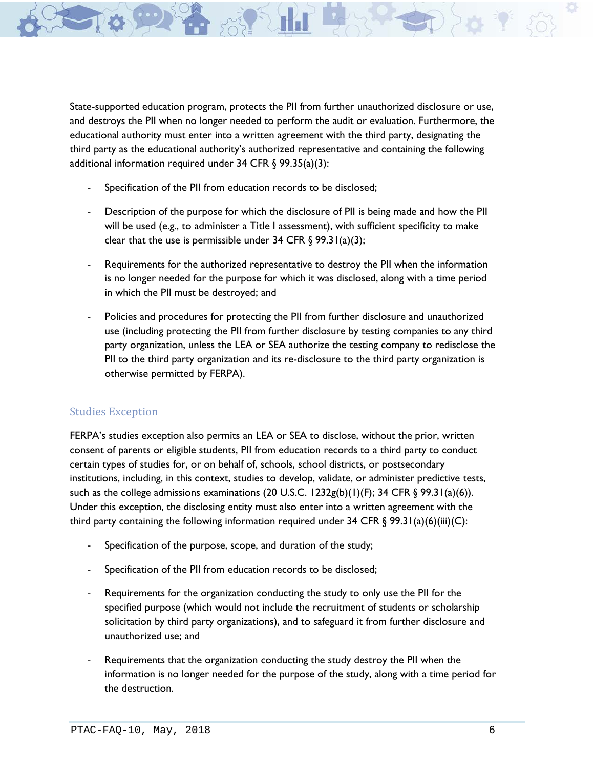State-supported education program, protects the PII from further unauthorized disclosure or use, and destroys the PII when no longer needed to perform the audit or evaluation. Furthermore, the educational authority must enter into a written agreement with the third party, designating the third party as the educational authority's authorized representative and containing the following additional information required under 34 CFR § 99.35(a)(3):

- Specification of the PII from education records to be disclosed;
- Description of the purpose for which the disclosure of PII is being made and how the PII will be used (e.g., to administer a Title I assessment), with sufficient specificity to make clear that the use is permissible under 34 CFR § 99.31(a)(3);
- Requirements for the authorized representative to destroy the PII when the information is no longer needed for the purpose for which it was disclosed, along with a time period in which the PII must be destroyed; and
- Policies and procedures for protecting the PII from further disclosure and unauthorized use (including protecting the PII from further disclosure by testing companies to any third party organization, unless the LEA or SEA authorize the testing company to redisclose the PII to the third party organization and its re-disclosure to the third party organization is otherwise permitted by FERPA).

### Studies Exception

FERPA's studies exception also permits an LEA or SEA to disclose, without the prior, written consent of parents or eligible students, PII from education records to a third party to conduct certain types of studies for, or on behalf of, schools, school districts, or postsecondary institutions, including, in this context, studies to develop, validate, or administer predictive tests, such as the college admissions examinations (20 U.S.C. 1232g(b)(1)(F); 34 CFR § 99.31(a)(6)). Under this exception, the disclosing entity must also enter into a written agreement with the third party containing the following information required under 34 CFR § 99.31(a)(6)(iii)(C):

- Specification of the purpose, scope, and duration of the study;
- Specification of the PII from education records to be disclosed;
- Requirements for the organization conducting the study to only use the PII for the specified purpose (which would not include the recruitment of students or scholarship solicitation by third party organizations), and to safeguard it from further disclosure and unauthorized use; and
- Requirements that the organization conducting the study destroy the PII when the information is no longer needed for the purpose of the study, along with a time period for the destruction.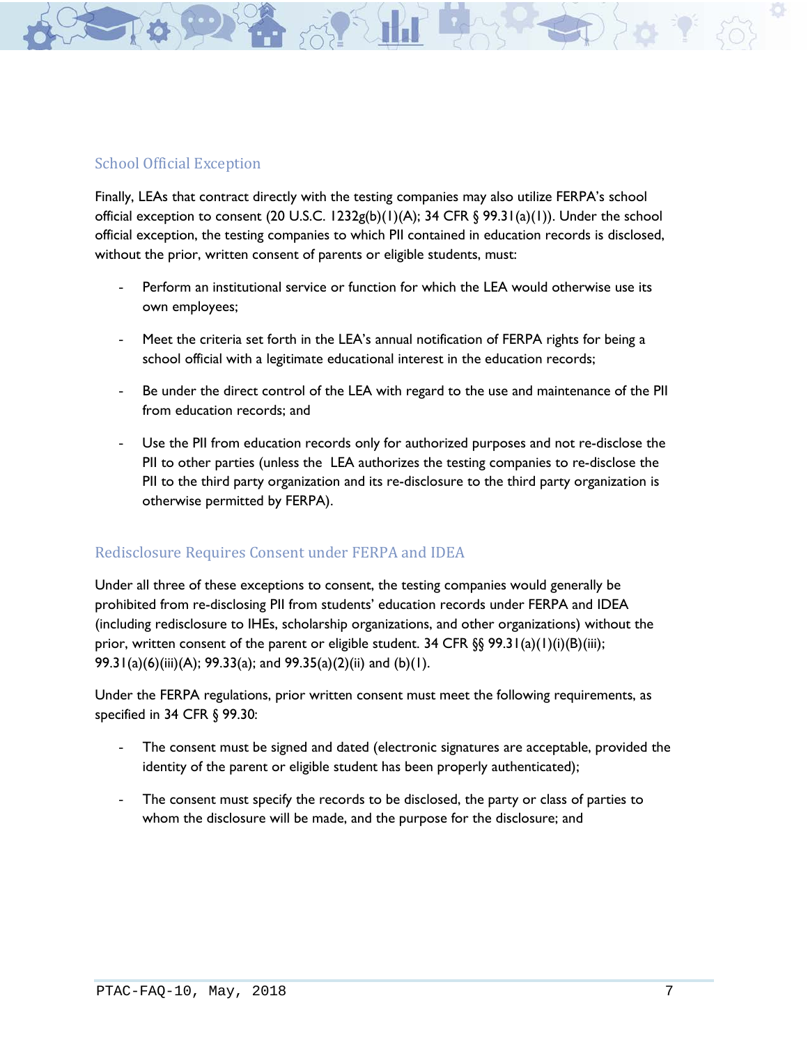## School Official Exception

Finally, LEAs that contract directly with the testing companies may also utilize FERPA's school official exception to consent (20 U.S.C. 1232g(b)(1)(A); 34 CFR § 99.31(a)(1)). Under the school official exception, the testing companies to which PII contained in education records is disclosed, without the prior, written consent of parents or eligible students, must:

- Perform an institutional service or function for which the LEA would otherwise use its own employees;
- Meet the criteria set forth in the LEA's annual notification of FERPA rights for being a school official with a legitimate educational interest in the education records;
- Be under the direct control of the LEA with regard to the use and maintenance of the PII from education records; and
- Use the PII from education records only for authorized purposes and not re-disclose the PII to other parties (unless the LEA authorizes the testing companies to re-disclose the PII to the third party organization and its re-disclosure to the third party organization is otherwise permitted by FERPA).

## Redisclosure Requires Consent under FERPA and IDEA

Under all three of these exceptions to consent, the testing companies would generally be prohibited from re-disclosing PII from students' education records under FERPA and IDEA (including redisclosure to IHEs, scholarship organizations, and other organizations) without the prior, written consent of the parent or eligible student. 34 CFR §§ 99.31(a)(1)(i)(B)(iii); 99.31(a)(6)(iii)(A); 99.33(a); and 99.35(a)(2)(ii) and (b)(1).

Under the FERPA regulations, prior written consent must meet the following requirements, as specified in 34 CFR § 99.30:

- The consent must be signed and dated (electronic signatures are acceptable, provided the identity of the parent or eligible student has been properly authenticated);
- The consent must specify the records to be disclosed, the party or class of parties to whom the disclosure will be made, and the purpose for the disclosure; and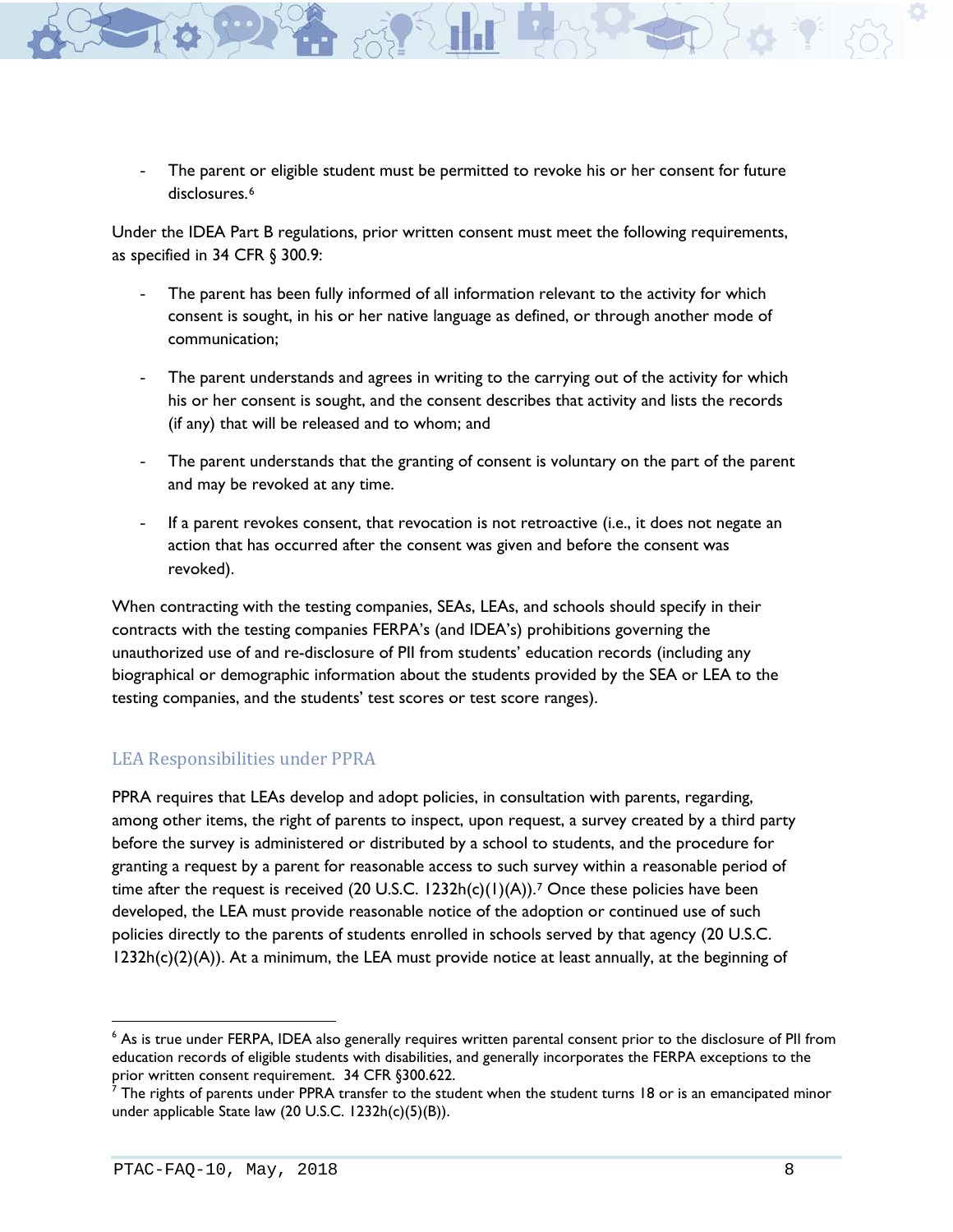- The parent or eligible student must be permitted to revoke his or her consent for future disclosures.[6]

Under the IDEA Part B regulations, prior written consent must meet the following requirements, as specified in 34 CFR § 300.9:

- The parent has been fully informed of all information relevant to the activity for which consent is sought, in his or her native language as defined, or through another mode of communication;

- The parent understands and agrees in writing to the carrying out of the activity for which his or her consent is sought, and the consent describes that activity and lists the records (if any) that will be released and to whom; and

- The parent understands that the granting of consent is voluntary on the part of the parent and may be revoked at any time.

- If a parent revokes consent, that revocation is not retroactive (i.e., it does not negate an action that has occurred after the consent was given and before the consent was revoked).

When contracting with the testing companies, SEAs, LEAs, and schools should specify in their contracts with the testing companies FERPA's (and IDEA's) prohibitions governing the unauthorized use of and re-disclosure of PII from students' education records (including any biographical or demographic information about the students provided by the SEA or LEA to the testing companies, and the students' test scores or test score ranges).

### LEA Responsibilities under PPRA

PPRA requires that LEAs develop and adopt policies, in consultation with parents, regarding, among other items, the right of parents to inspect, upon request, a survey created by a third party before the survey is administered or distributed by a school to students, and the procedure for granting a request by a parent for reasonable access to such survey within a reasonable period of time after the request is received (20 U.S.C. 1232h(c)(1)(A)).[7] Once these policies have been developed, the LEA must provide reasonable notice of the adoption or continued use of such policies directly to the parents of students enrolled in schools served by that agency (20 U.S.C. 1232h(c)(2)(A)). At a minimum, the LEA must provide notice at least annually, at the beginning of

---

[6] As is true under FERPA, IDEA also generally requires written parental consent prior to the disclosure of PII from education records of eligible students with disabilities, and generally incorporates the FERPA exceptions to the prior written consent requirement. 34 CFR §300.622.

[7] The rights of parents under PPRA transfer to the student when the student turns 18 or is an emancipated minor under applicable State law (20 U.S.C. 1232h(c)(5)(B)).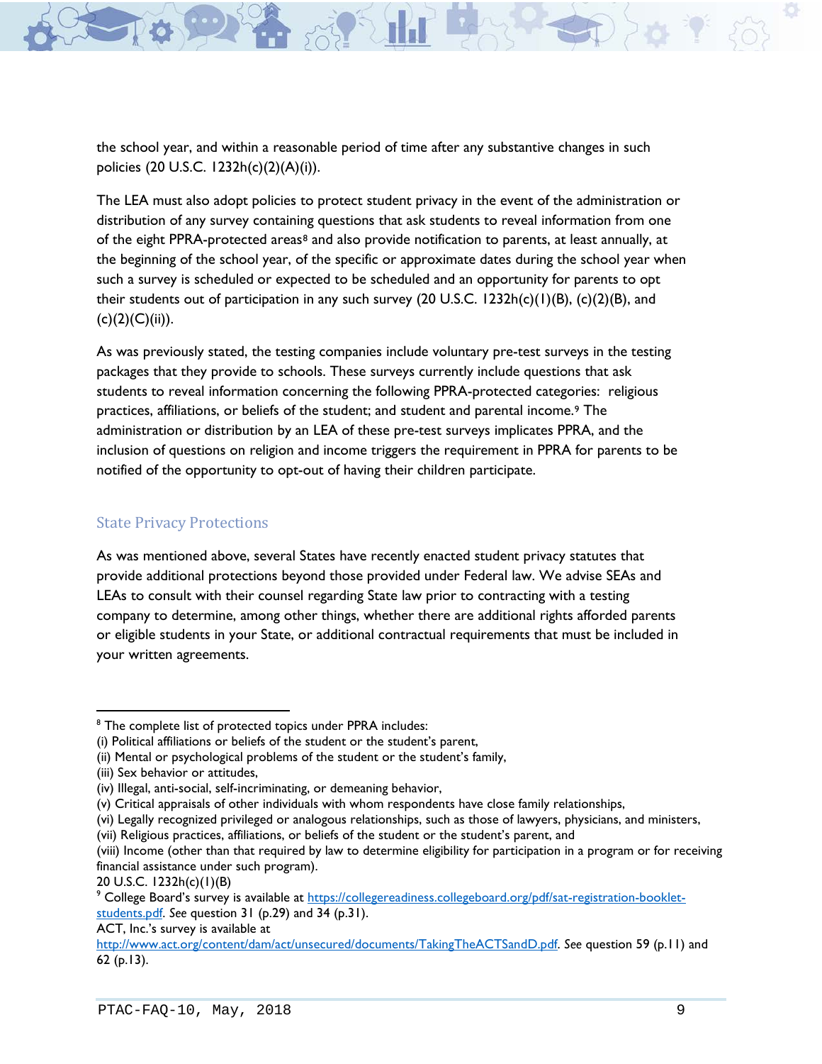the school year, and within a reasonable period of time after any substantive changes in such policies (20 U.S.C. 1232h(c)(2)(A)(i)).

The LEA must also adopt policies to protect student privacy in the event of the administration or distribution of any survey containing questions that ask students to reveal information from one of the eight PPRA-protected areas[8] and also provide notification to parents, at least annually, at the beginning of the school year, of the specific or approximate dates during the school year when such a survey is scheduled or expected to be scheduled and an opportunity for parents to opt their students out of participation in any such survey (20 U.S.C. 1232h(c)(1)(B), (c)(2)(B), and (c)(2)(C)(ii)).

As was previously stated, the testing companies include voluntary pre-test surveys in the testing packages that they provide to schools. These surveys currently include questions that ask students to reveal information concerning the following PPRA-protected categories: religious practices, affiliations, or beliefs of the student; and student and parental income.[9] The administration or distribution by an LEA of these pre-test surveys implicates PPRA, and the inclusion of questions on religion and income triggers the requirement in PPRA for parents to be notified of the opportunity to opt-out of having their children participate.

## State Privacy Protections

As was mentioned above, several States have recently enacted student privacy statutes that provide additional protections beyond those provided under Federal law. We advise SEAs and LEAs to consult with their counsel regarding State law prior to contracting with a testing company to determine, among other things, whether there are additional rights afforded parents or eligible students in your State, or additional contractual requirements that must be included in your written agreements.

---

[8] The complete list of protected topics under PPRA includes:
(i) Political affiliations or beliefs of the student or the student's parent,
(ii) Mental or psychological problems of the student or the student's family,
(iii) Sex behavior or attitudes,
(iv) Illegal, anti-social, self-incriminating, or demeaning behavior,
(v) Critical appraisals of other individuals with whom respondents have close family relationships,
(vi) Legally recognized privileged or analogous relationships, such as those of lawyers, physicians, and ministers,
(vii) Religious practices, affiliations, or beliefs of the student or the student's parent, and
(viii) Income (other than that required by law to determine eligibility for participation in a program or for receiving financial assistance under such program).
20 U.S.C. 1232h(c)(1)(B)

[9] College Board's survey is available at https://collegereadiness.collegeboard.org/pdf/sat-registration-booklet-students.pdf. *See* question 31 (p.29) and 34 (p.31).
ACT, Inc.'s survey is available at http://www.act.org/content/dam/act/unsecured/documents/TakingTheACTSandD.pdf. *See* question 59 (p.11) and 62 (p.13).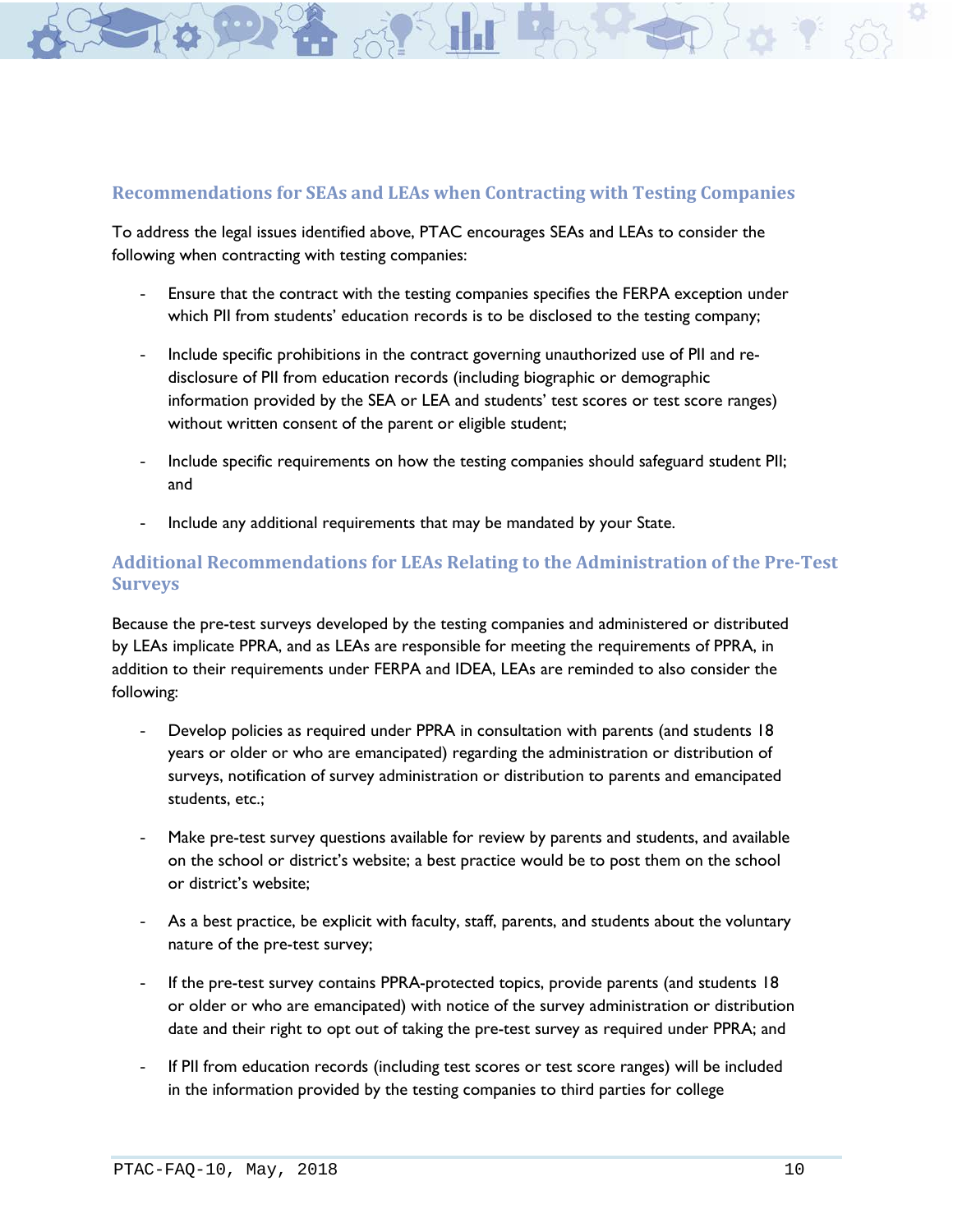## Recommendations for SEAs and LEAs when Contracting with Testing Companies

To address the legal issues identified above, PTAC encourages SEAs and LEAs to consider the following when contracting with testing companies:

- Ensure that the contract with the testing companies specifies the FERPA exception under which PII from students' education records is to be disclosed to the testing company;
- Include specific prohibitions in the contract governing unauthorized use of PII and re-disclosure of PII from education records (including biographic or demographic information provided by the SEA or LEA and students' test scores or test score ranges) without written consent of the parent or eligible student;
- Include specific requirements on how the testing companies should safeguard student PII; and
- Include any additional requirements that may be mandated by your State.

## Additional Recommendations for LEAs Relating to the Administration of the Pre-Test Surveys

Because the pre-test surveys developed by the testing companies and administered or distributed by LEAs implicate PPRA, and as LEAs are responsible for meeting the requirements of PPRA, in addition to their requirements under FERPA and IDEA, LEAs are reminded to also consider the following:

- Develop policies as required under PPRA in consultation with parents (and students 18 years or older or who are emancipated) regarding the administration or distribution of surveys, notification of survey administration or distribution to parents and emancipated students, etc.;
- Make pre-test survey questions available for review by parents and students, and available on the school or district's website; a best practice would be to post them on the school or district's website;
- As a best practice, be explicit with faculty, staff, parents, and students about the voluntary nature of the pre-test survey;
- If the pre-test survey contains PPRA-protected topics, provide parents (and students 18 or older or who are emancipated) with notice of the survey administration or distribution date and their right to opt out of taking the pre-test survey as required under PPRA; and
- If PII from education records (including test scores or test score ranges) will be included in the information provided by the testing companies to third parties for college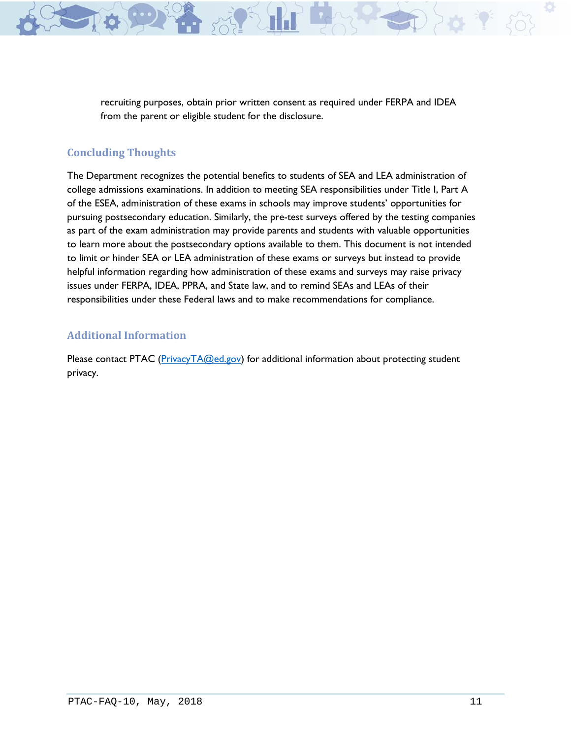recruiting purposes, obtain prior written consent as required under FERPA and IDEA from the parent or eligible student for the disclosure.

## Concluding Thoughts

The Department recognizes the potential benefits to students of SEA and LEA administration of college admissions examinations. In addition to meeting SEA responsibilities under Title I, Part A of the ESEA, administration of these exams in schools may improve students' opportunities for pursuing postsecondary education. Similarly, the pre-test surveys offered by the testing companies as part of the exam administration may provide parents and students with valuable opportunities to learn more about the postsecondary options available to them. This document is not intended to limit or hinder SEA or LEA administration of these exams or surveys but instead to provide helpful information regarding how administration of these exams and surveys may raise privacy issues under FERPA, IDEA, PPRA, and State law, and to remind SEAs and LEAs of their responsibilities under these Federal laws and to make recommendations for compliance.

## Additional Information

Please contact PTAC (PrivacyTA@ed.gov) for additional information about protecting student privacy.